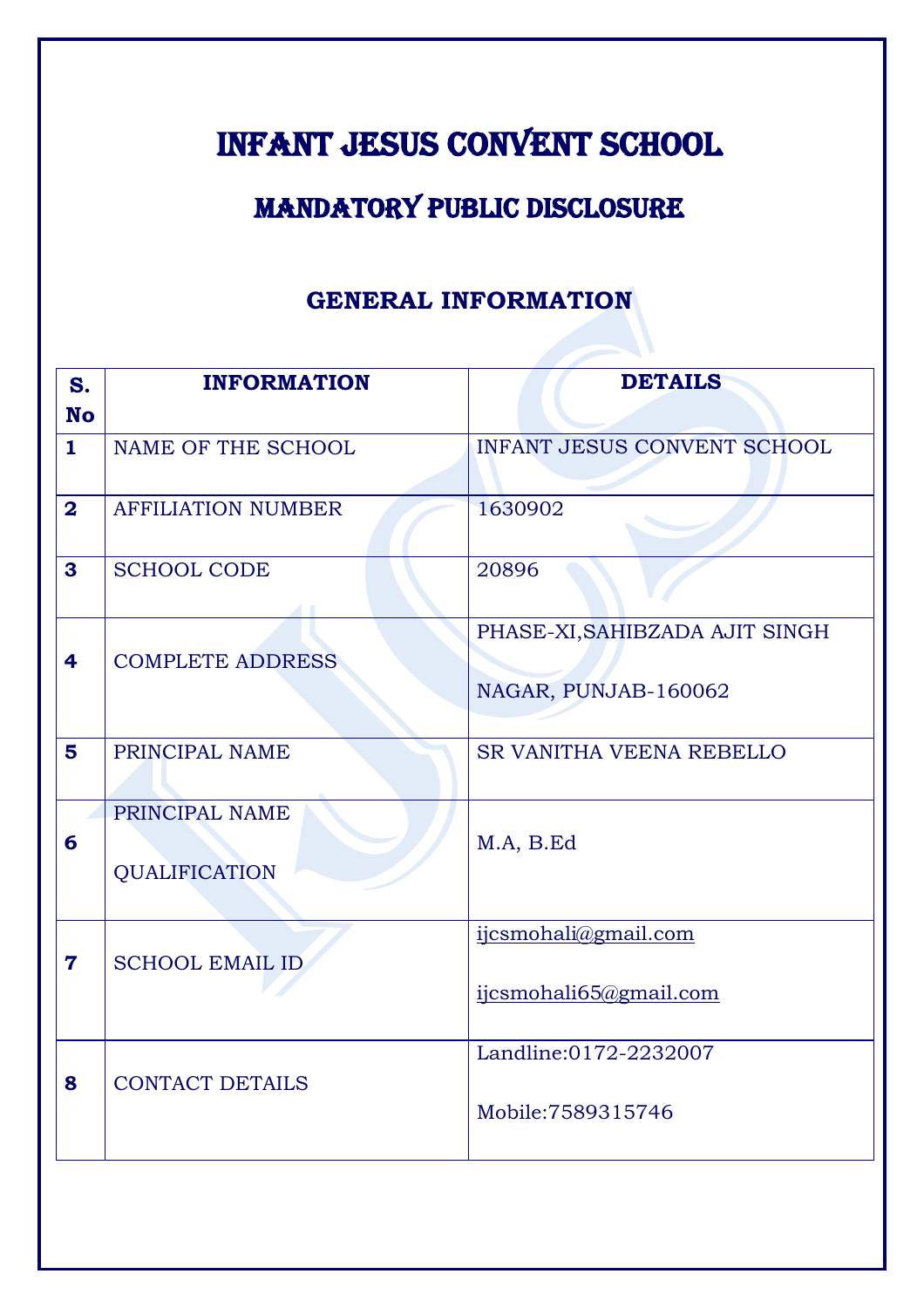# INFANT JESUS CONVENT SCHOOL

## MANDATORY PUBLIC DISCLOSURE

### GENERAL INFORMATION

| S. No | INFORMATION | DETAILS |
|---|---|---|
| 1 | NAME OF THE SCHOOL | INFANT JESUS CONVENT SCHOOL |
| 2 | AFFILIATION NUMBER | 1630902 |
| 3 | SCHOOL CODE | 20896 |
| 4 | COMPLETE ADDRESS | PHASE-XI,SAHIBZADA AJIT SINGH NAGAR, PUNJAB-160062 |
| 5 | PRINCIPAL NAME | SR VANITHA VEENA REBELLO |
| 6 | PRINCIPAL NAME QUALIFICATION | M.A, B.Ed |
| 7 | SCHOOL EMAIL ID | ijcsmohali@gmail.com<br>ijcsmohali65@gmail.com |
| 8 | CONTACT DETAILS | Landline:0172-2232007<br>Mobile:7589315746 |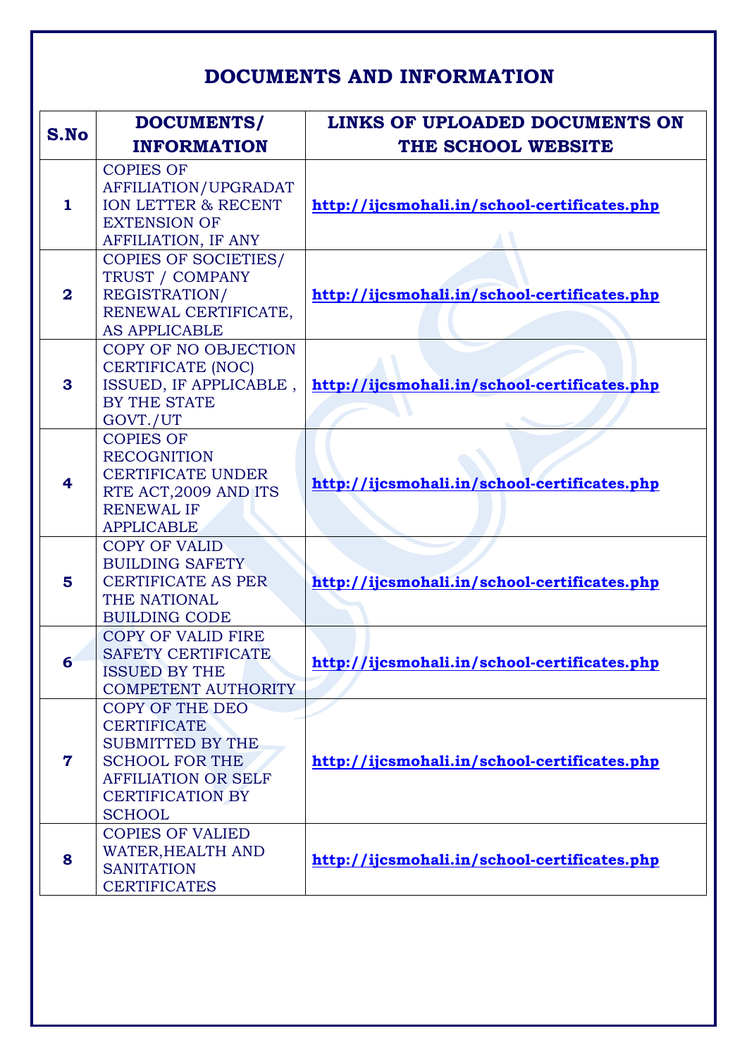# DOCUMENTS AND INFORMATION

| S.No | DOCUMENTS/ INFORMATION | LINKS OF UPLOADED DOCUMENTS ON THE SCHOOL WEBSITE |
|---|---|---|
| 1 | COPIES OF AFFILIATION/UPGRADATION LETTER & RECENT EXTENSION OF AFFILIATION, IF ANY | http://ijcsmohali.in/school-certificates.php |
| 2 | COPIES OF SOCIETIES/ TRUST / COMPANY REGISTRATION/ RENEWAL CERTIFICATE, AS APPLICABLE | http://ijcsmohali.in/school-certificates.php |
| 3 | COPY OF NO OBJECTION CERTIFICATE (NOC) ISSUED, IF APPLICABLE , BY THE STATE GOVT./UT | http://ijcsmohali.in/school-certificates.php |
| 4 | COPIES OF RECOGNITION CERTIFICATE UNDER RTE ACT,2009 AND ITS RENEWAL IF APPLICABLE | http://ijcsmohali.in/school-certificates.php |
| 5 | COPY OF VALID BUILDING SAFETY CERTIFICATE AS PER THE NATIONAL BUILDING CODE | http://ijcsmohali.in/school-certificates.php |
| 6 | COPY OF VALID FIRE SAFETY CERTIFICATE ISSUED BY THE COMPETENT AUTHORITY | http://ijcsmohali.in/school-certificates.php |
| 7 | COPY OF THE DEO CERTIFICATE SUBMITTED BY THE SCHOOL FOR THE AFFILIATION OR SELF CERTIFICATION BY SCHOOL | http://ijcsmohali.in/school-certificates.php |
| 8 | COPIES OF VALIED WATER,HEALTH AND SANITATION CERTIFICATES | http://ijcsmohali.in/school-certificates.php |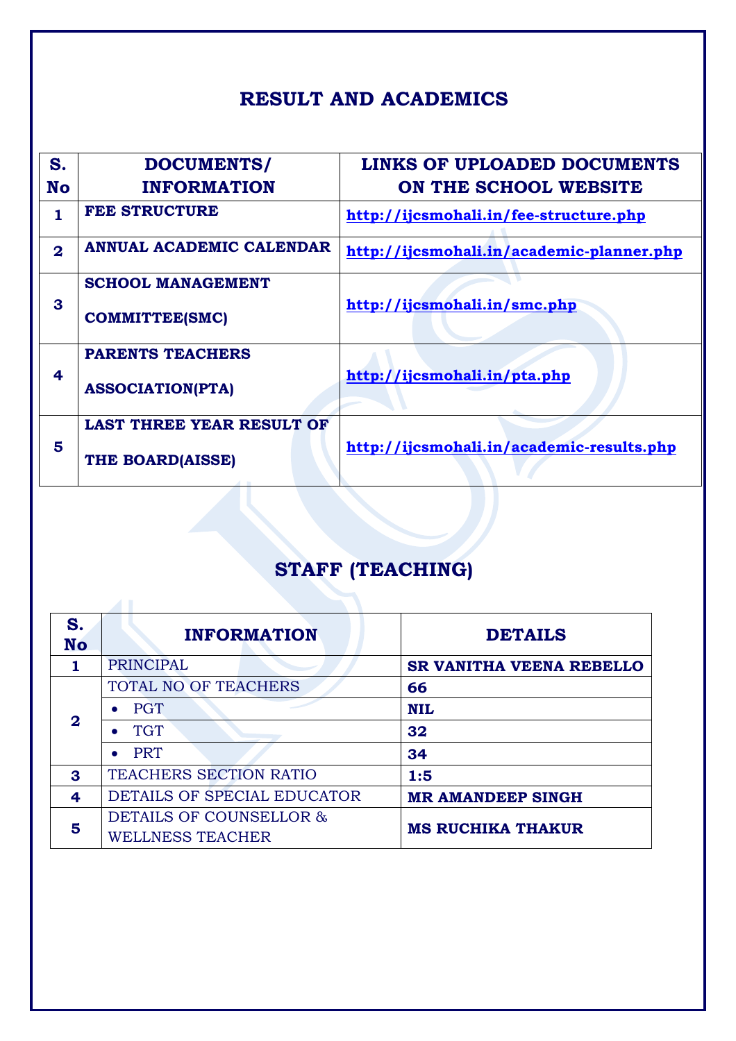## RESULT AND ACADEMICS

| S. No | DOCUMENTS/ INFORMATION | LINKS OF UPLOADED DOCUMENTS ON THE SCHOOL WEBSITE |
|---|---|---|
| 1 | FEE STRUCTURE | http://ijcsmohali.in/fee-structure.php |
| 2 | ANNUAL ACADEMIC CALENDAR | http://ijcsmohali.in/academic-planner.php |
| 3 | SCHOOL MANAGEMENT COMMITTEE(SMC) | http://ijcsmohali.in/smc.php |
| 4 | PARENTS TEACHERS ASSOCIATION(PTA) | http://ijcsmohali.in/pta.php |
| 5 | LAST THREE YEAR RESULT OF THE BOARD(AISSE) | http://ijcsmohali.in/academic-results.php |

## STAFF (TEACHING)

| S. No | INFORMATION | DETAILS |
|---|---|---|
| 1 | PRINCIPAL | SR VANITHA VEENA REBELLO |
| 2 | TOTAL NO OF TEACHERS | 66 |
| | • PGT | NIL |
| | • TGT | 32 |
| | • PRT | 34 |
| 3 | TEACHERS SECTION RATIO | 1:5 |
| 4 | DETAILS OF SPECIAL EDUCATOR | MR AMANDEEP SINGH |
| 5 | DETAILS OF COUNSELLOR & WELLNESS TEACHER | MS RUCHIKA THAKUR |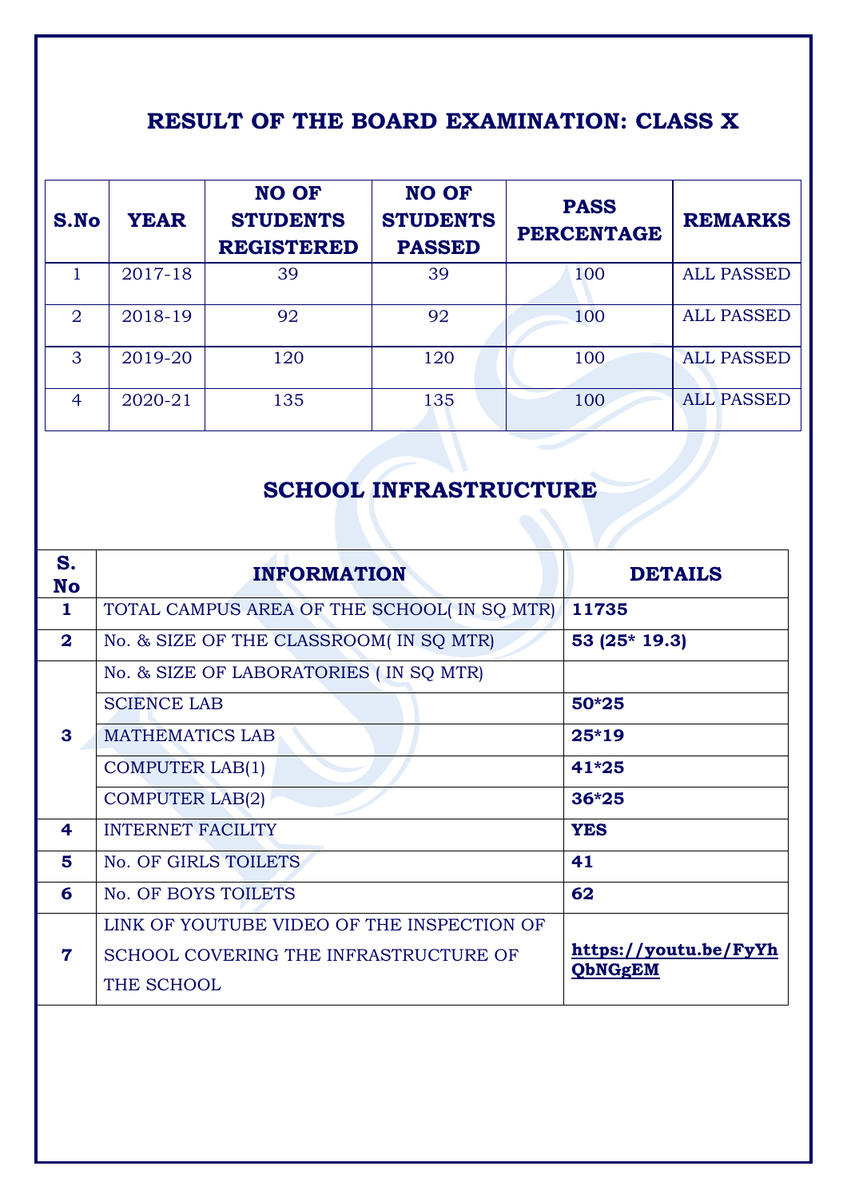## RESULT OF THE BOARD EXAMINATION: CLASS X

| S.No | YEAR | NO OF STUDENTS REGISTERED | NO OF STUDENTS PASSED | PASS PERCENTAGE | REMARKS |
|---|---|---|---|---|---|
| 1 | 2017-18 | 39 | 39 | 100 | ALL PASSED |
| 2 | 2018-19 | 92 | 92 | 100 | ALL PASSED |
| 3 | 2019-20 | 120 | 120 | 100 | ALL PASSED |
| 4 | 2020-21 | 135 | 135 | 100 | ALL PASSED |

## SCHOOL INFRASTRUCTURE

| S. No | INFORMATION | DETAILS |
|---|---|---|
| **1** | TOTAL CAMPUS AREA OF THE SCHOOL( IN SQ MTR) | **11735** |
| **2** | No. & SIZE OF THE CLASSROOM( IN SQ MTR) | **53 (25* 19.3)** |
| **3** | No. & SIZE OF LABORATORIES ( IN SQ MTR) | |
| | SCIENCE LAB | **50*25** |
| | MATHEMATICS LAB | **25*19** |
| | COMPUTER LAB(1) | **41*25** |
| | COMPUTER LAB(2) | **36*25** |
| **4** | INTERNET FACILITY | **YES** |
| **5** | No. OF GIRLS TOILETS | **41** |
| **6** | No. OF BOYS TOILETS | **62** |
| **7** | LINK OF YOUTUBE VIDEO OF THE INSPECTION OF SCHOOL COVERING THE INFRASTRUCTURE OF THE SCHOOL | **https://youtu.be/FyYhQbNGgEM** |